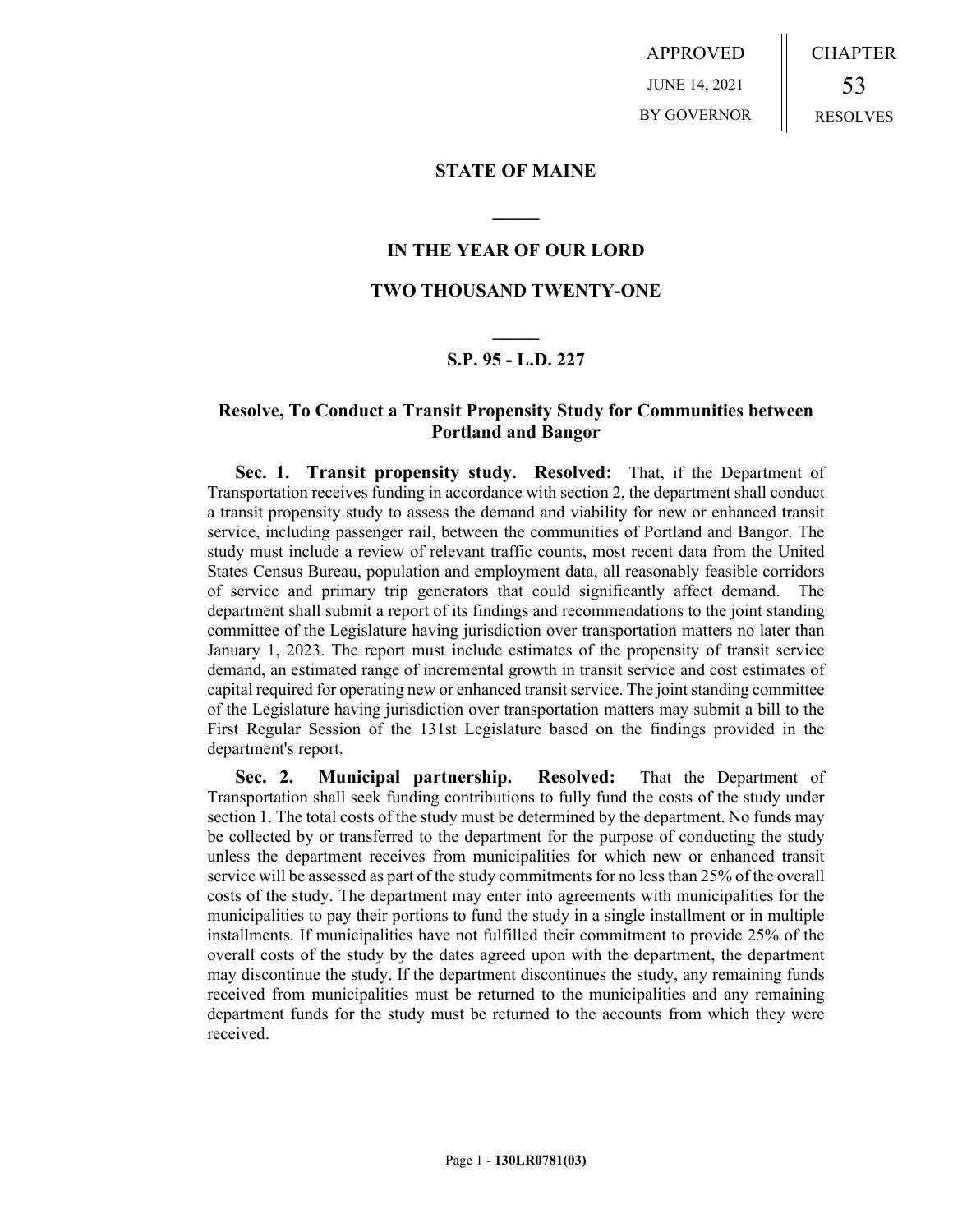APPROVED
JUNE 14, 2021
BY GOVERNOR

CHAPTER
53
RESOLVES

**STATE OF MAINE**

**IN THE YEAR OF OUR LORD**

**TWO THOUSAND TWENTY-ONE**

**S.P. 95 - L.D. 227**

**Resolve, To Conduct a Transit Propensity Study for Communities between Portland and Bangor**

**Sec. 1. Transit propensity study. Resolved:** That, if the Department of Transportation receives funding in accordance with section 2, the department shall conduct a transit propensity study to assess the demand and viability for new or enhanced transit service, including passenger rail, between the communities of Portland and Bangor. The study must include a review of relevant traffic counts, most recent data from the United States Census Bureau, population and employment data, all reasonably feasible corridors of service and primary trip generators that could significantly affect demand. The department shall submit a report of its findings and recommendations to the joint standing committee of the Legislature having jurisdiction over transportation matters no later than January 1, 2023. The report must include estimates of the propensity of transit service demand, an estimated range of incremental growth in transit service and cost estimates of capital required for operating new or enhanced transit service. The joint standing committee of the Legislature having jurisdiction over transportation matters may submit a bill to the First Regular Session of the 131st Legislature based on the findings provided in the department's report.

**Sec. 2. Municipal partnership. Resolved:** That the Department of Transportation shall seek funding contributions to fully fund the costs of the study under section 1. The total costs of the study must be determined by the department. No funds may be collected by or transferred to the department for the purpose of conducting the study unless the department receives from municipalities for which new or enhanced transit service will be assessed as part of the study commitments for no less than 25% of the overall costs of the study. The department may enter into agreements with municipalities for the municipalities to pay their portions to fund the study in a single installment or in multiple installments. If municipalities have not fulfilled their commitment to provide 25% of the overall costs of the study by the dates agreed upon with the department, the department may discontinue the study. If the department discontinues the study, any remaining funds received from municipalities must be returned to the municipalities and any remaining department funds for the study must be returned to the accounts from which they were received.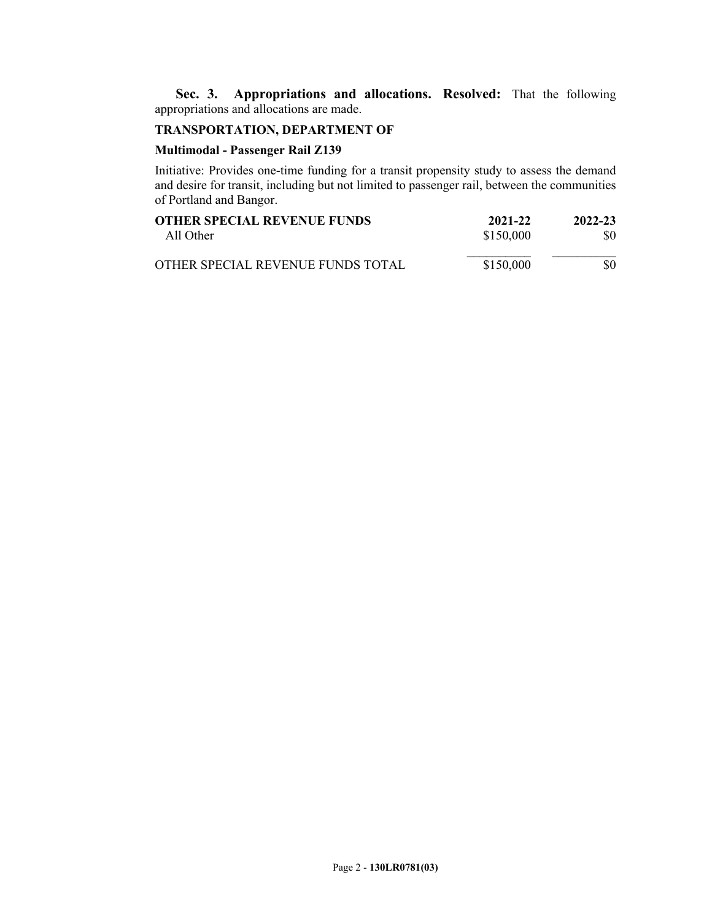**Sec. 3. Appropriations and allocations. Resolved:** That the following appropriations and allocations are made.

**TRANSPORTATION, DEPARTMENT OF**

**Multimodal - Passenger Rail Z139**

Initiative: Provides one-time funding for a transit propensity study to assess the demand and desire for transit, including but not limited to passenger rail, between the communities of Portland and Bangor.

| **OTHER SPECIAL REVENUE FUNDS** | **2021-22** | **2022-23** |
|---|---|---|
| All Other | $150,000 | $0 |
| OTHER SPECIAL REVENUE FUNDS TOTAL | $150,000 | $0 |